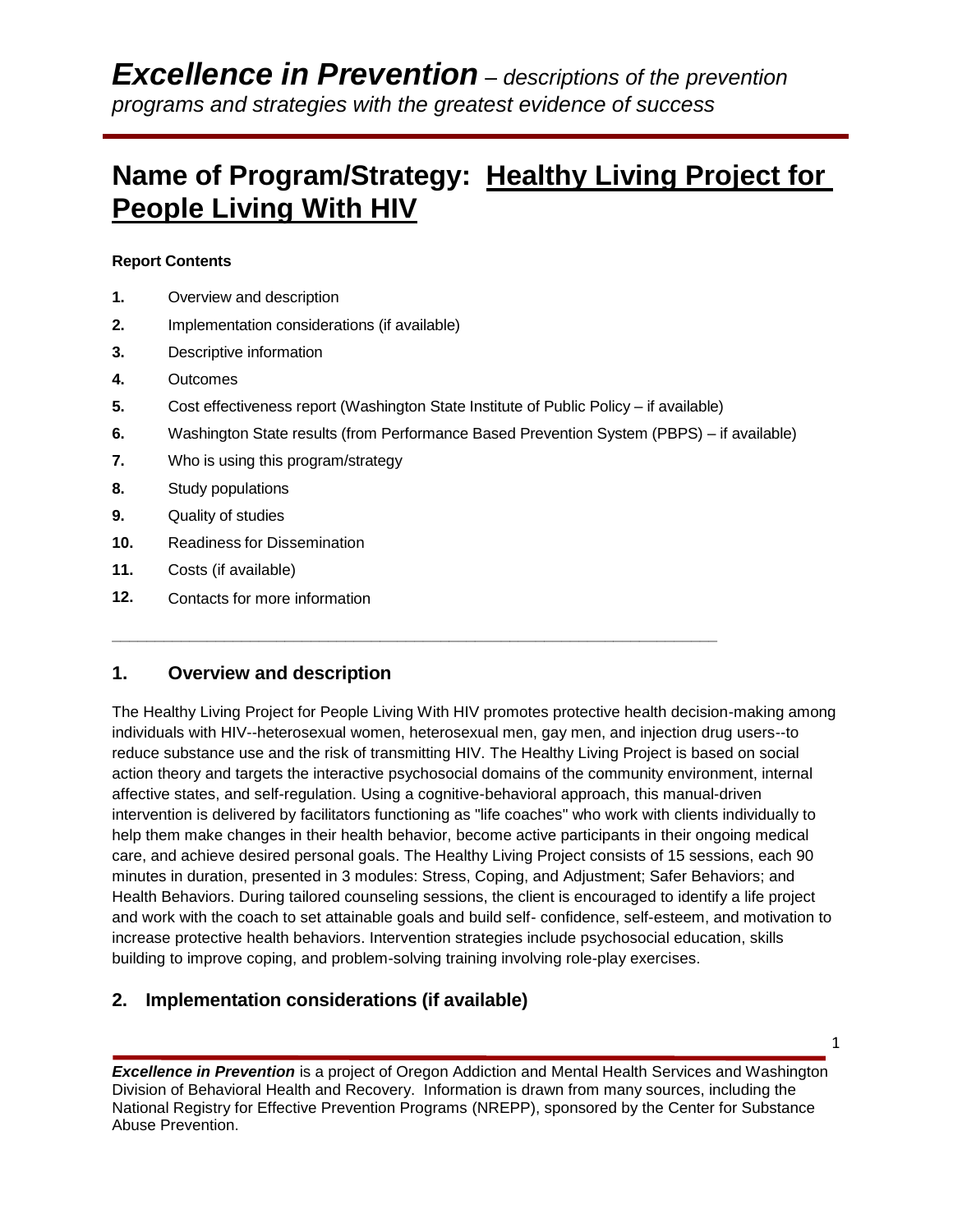# *Excellence in Prevention* – *descriptions of the prevention programs and strategies with the greatest evidence of success*

# Name of Program/Strategy: Healthy Living Project for People Living With HIV

**Report Contents**

1. Overview and description
2. Implementation considerations (if available)
3. Descriptive information
4. Outcomes
5. Cost effectiveness report (Washington State Institute of Public Policy – if available)
6. Washington State results (from Performance Based Prevention System (PBPS) – if available)
7. Who is using this program/strategy
8. Study populations
9. Quality of studies
10. Readiness for Dissemination
11. Costs (if available)
12. Contacts for more information

---

## 1. Overview and description

The Healthy Living Project for People Living With HIV promotes protective health decision-making among individuals with HIV--heterosexual women, heterosexual men, gay men, and injection drug users--to reduce substance use and the risk of transmitting HIV. The Healthy Living Project is based on social action theory and targets the interactive psychosocial domains of the community environment, internal affective states, and self-regulation. Using a cognitive-behavioral approach, this manual-driven intervention is delivered by facilitators functioning as "life coaches" who work with clients individually to help them make changes in their health behavior, become active participants in their ongoing medical care, and achieve desired personal goals. The Healthy Living Project consists of 15 sessions, each 90 minutes in duration, presented in 3 modules: Stress, Coping, and Adjustment; Safer Behaviors; and Health Behaviors. During tailored counseling sessions, the client is encouraged to identify a life project and work with the coach to set attainable goals and build self- confidence, self-esteem, and motivation to increase protective health behaviors. Intervention strategies include psychosocial education, skills building to improve coping, and problem-solving training involving role-play exercises.

## 2. Implementation considerations (if available)

***Excellence in Prevention*** is a project of Oregon Addiction and Mental Health Services and Washington Division of Behavioral Health and Recovery. Information is drawn from many sources, including the National Registry for Effective Prevention Programs (NREPP), sponsored by the Center for Substance Abuse Prevention.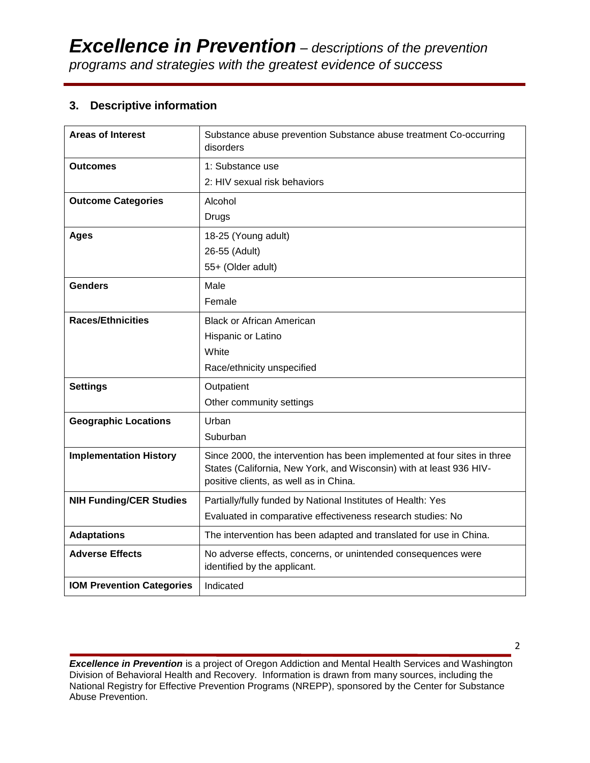## 3. Descriptive information

| | |
|---|---|
| **Areas of Interest** | Substance abuse prevention Substance abuse treatment Co-occurring disorders |
| **Outcomes** | 1: Substance use<br>2: HIV sexual risk behaviors |
| **Outcome Categories** | Alcohol<br>Drugs |
| **Ages** | 18-25 (Young adult)<br>26-55 (Adult)<br>55+ (Older adult) |
| **Genders** | Male<br>Female |
| **Races/Ethnicities** | Black or African American<br>Hispanic or Latino<br>White<br>Race/ethnicity unspecified |
| **Settings** | Outpatient<br>Other community settings |
| **Geographic Locations** | Urban<br>Suburban |
| **Implementation History** | Since 2000, the intervention has been implemented at four sites in three States (California, New York, and Wisconsin) with at least 936 HIV-positive clients, as well as in China. |
| **NIH Funding/CER Studies** | Partially/fully funded by National Institutes of Health: Yes<br>Evaluated in comparative effectiveness research studies: No |
| **Adaptations** | The intervention has been adapted and translated for use in China. |
| **Adverse Effects** | No adverse effects, concerns, or unintended consequences were identified by the applicant. |
| **IOM Prevention Categories** | Indicated |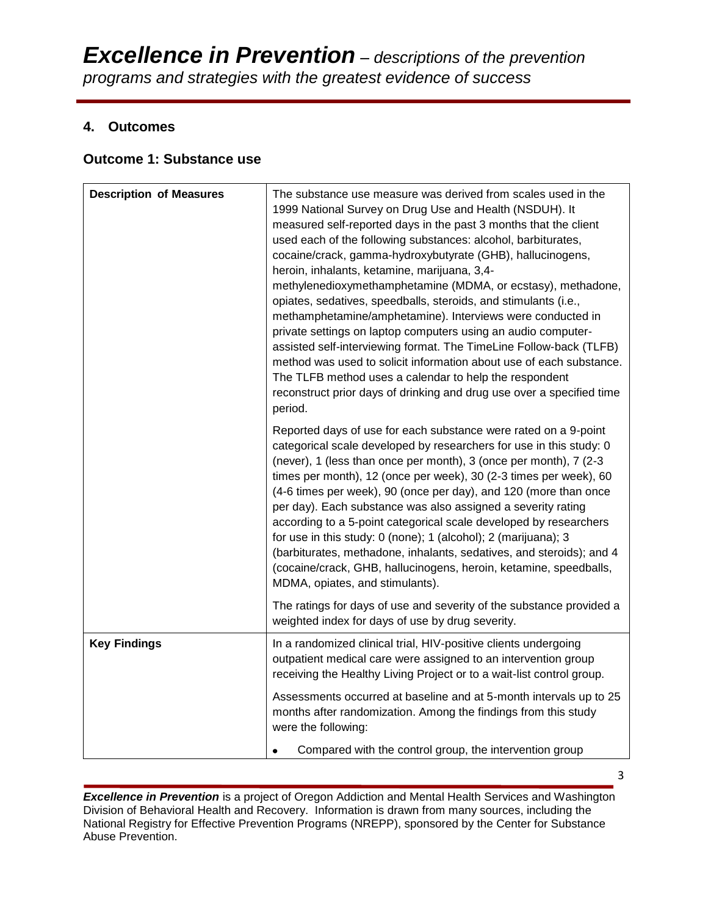## 4. Outcomes

### Outcome 1: Substance use

| | |
|---|---|
| **Description of Measures** | The substance use measure was derived from scales used in the 1999 National Survey on Drug Use and Health (NSDUH). It measured self-reported days in the past 3 months that the client used each of the following substances: alcohol, barbiturates, cocaine/crack, gamma-hydroxybutyrate (GHB), hallucinogens, heroin, inhalants, ketamine, marijuana, 3,4-methylenedioxymethamphetamine (MDMA, or ecstasy), methadone, opiates, sedatives, speedballs, steroids, and stimulants (i.e., methamphetamine/amphetamine). Interviews were conducted in private settings on laptop computers using an audio computer-assisted self-interviewing format. The TimeLine Follow-back (TLFB) method was used to solicit information about use of each substance. The TLFB method uses a calendar to help the respondent reconstruct prior days of drinking and drug use over a specified time period.<br><br>Reported days of use for each substance were rated on a 9-point categorical scale developed by researchers for use in this study: 0 (never), 1 (less than once per month), 3 (once per month), 7 (2-3 times per month), 12 (once per week), 30 (2-3 times per week), 60 (4-6 times per week), 90 (once per day), and 120 (more than once per day). Each substance was also assigned a severity rating according to a 5-point categorical scale developed by researchers for use in this study: 0 (none); 1 (alcohol); 2 (marijuana); 3 (barbiturates, methadone, inhalants, sedatives, and steroids); and 4 (cocaine/crack, GHB, hallucinogens, heroin, ketamine, speedballs, MDMA, opiates, and stimulants).<br><br>The ratings for days of use and severity of the substance provided a weighted index for days of use by drug severity. |
| **Key Findings** | In a randomized clinical trial, HIV-positive clients undergoing outpatient medical care were assigned to an intervention group receiving the Healthy Living Project or to a wait-list control group.<br><br>Assessments occurred at baseline and at 5-month intervals up to 25 months after randomization. Among the findings from this study were the following:<br><br>• Compared with the control group, the intervention group |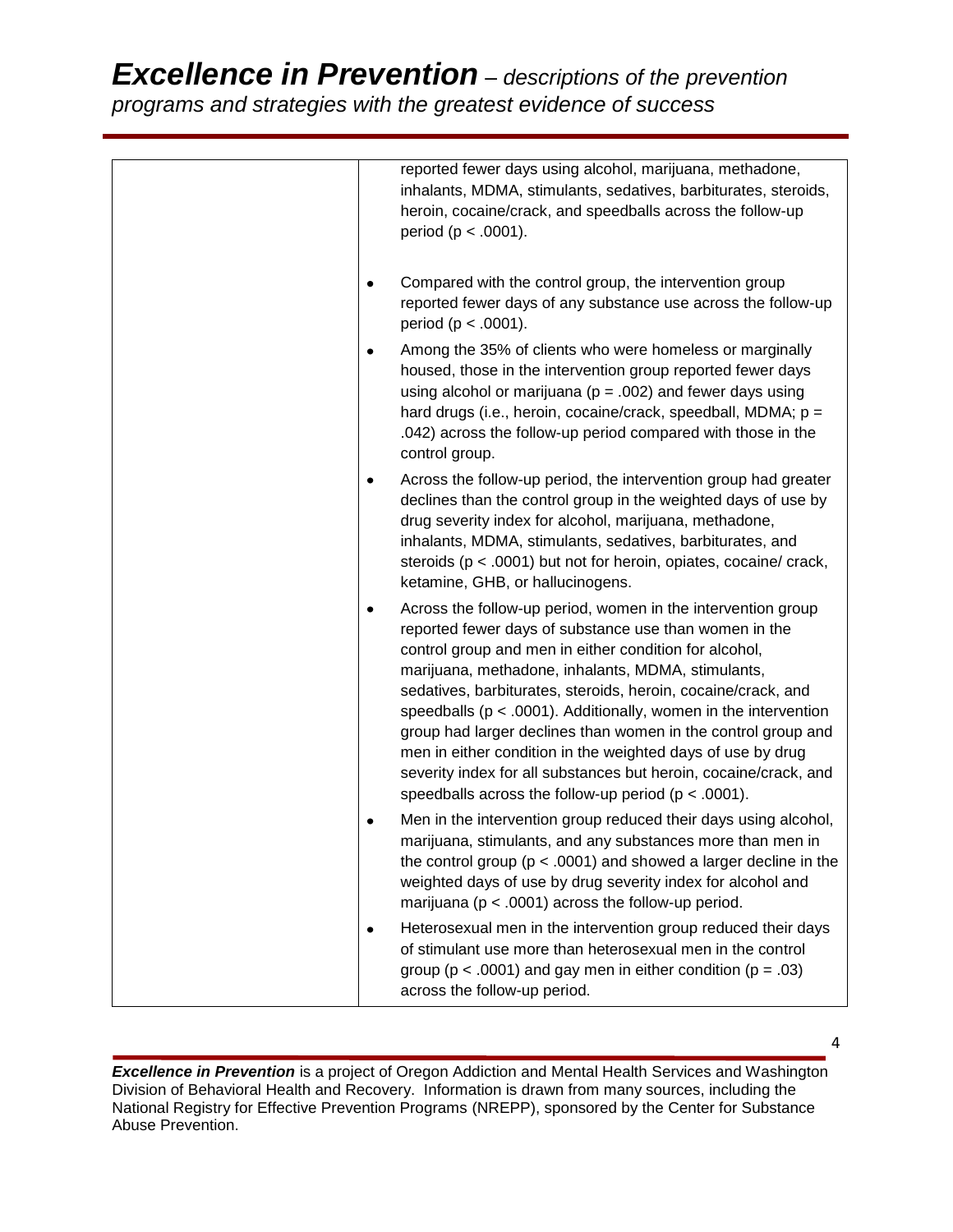| | reported fewer days using alcohol, marijuana, methadone, inhalants, MDMA, stimulants, sedatives, barbiturates, steroids, heroin, cocaine/crack, and speedballs across the follow-up period ($p < .0001$).<br><br>• Compared with the control group, the intervention group reported fewer days of any substance use across the follow-up period ($p < .0001$).<br>• Among the 35% of clients who were homeless or marginally housed, those in the intervention group reported fewer days using alcohol or marijuana ($p = .002$) and fewer days using hard drugs (i.e., heroin, cocaine/crack, speedball, MDMA; $p = .042$) across the follow-up period compared with those in the control group.<br>• Across the follow-up period, the intervention group had greater declines than the control group in the weighted days of use by drug severity index for alcohol, marijuana, methadone, inhalants, MDMA, stimulants, sedatives, barbiturates, and steroids ($p < .0001$) but not for heroin, opiates, cocaine/ crack, ketamine, GHB, or hallucinogens.<br>• Across the follow-up period, women in the intervention group reported fewer days of substance use than women in the control group and men in either condition for alcohol, marijuana, methadone, inhalants, MDMA, stimulants, sedatives, barbiturates, steroids, heroin, cocaine/crack, and speedballs ($p < .0001$). Additionally, women in the intervention group had larger declines than women in the control group and men in either condition in the weighted days of use by drug severity index for all substances but heroin, cocaine/crack, and speedballs across the follow-up period ($p < .0001$).<br>• Men in the intervention group reduced their days using alcohol, marijuana, stimulants, and any substances more than men in the control group ($p < .0001$) and showed a larger decline in the weighted days of use by drug severity index for alcohol and marijuana ($p < .0001$) across the follow-up period.<br>• Heterosexual men in the intervention group reduced their days of stimulant use more than heterosexual men in the control group ($p < .0001$) and gay men in either condition ($p = .03$) across the follow-up period. |
|---|---|

***Excellence in Prevention*** is a project of Oregon Addiction and Mental Health Services and Washington Division of Behavioral Health and Recovery. Information is drawn from many sources, including the National Registry for Effective Prevention Programs (NREPP), sponsored by the Center for Substance Abuse Prevention.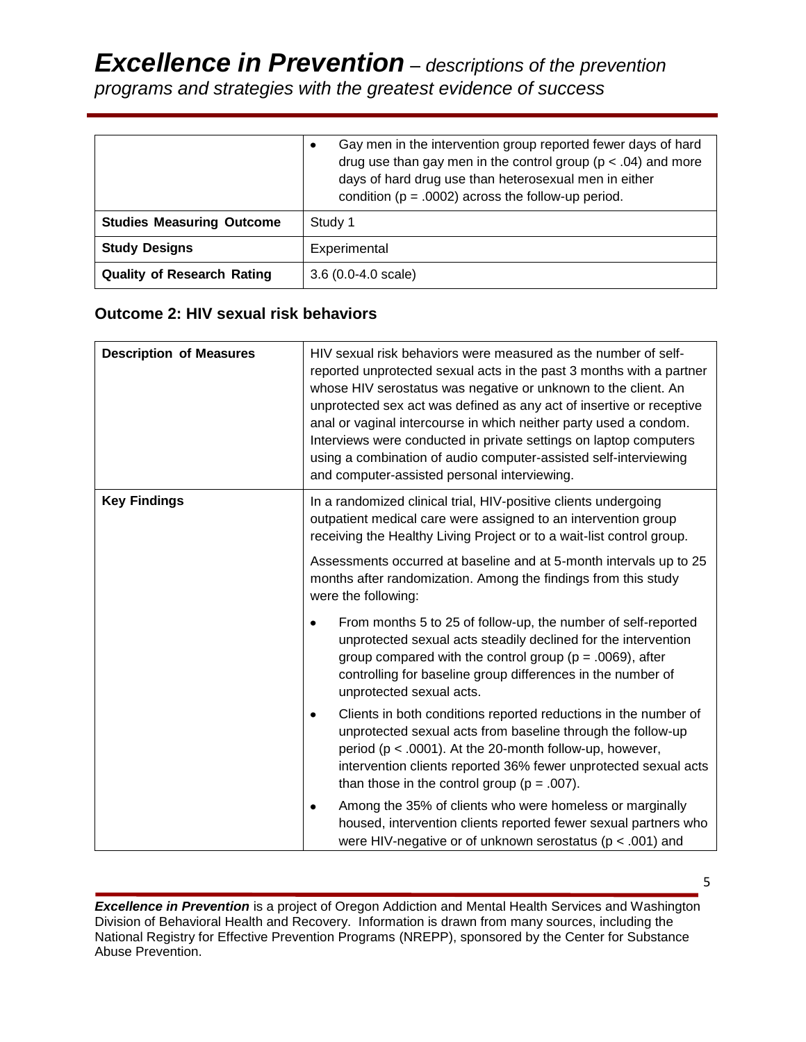| | |
|---|---|
| | • Gay men in the intervention group reported fewer days of hard drug use than gay men in the control group ($p < .04$) and more days of hard drug use than heterosexual men in either condition ($p = .0002$) across the follow-up period. |
| **Studies Measuring Outcome** | Study 1 |
| **Study Designs** | Experimental |
| **Quality of Research Rating** | 3.6 (0.0-4.0 scale) |

### Outcome 2: HIV sexual risk behaviors

| | |
|---|---|
| **Description of Measures** | HIV sexual risk behaviors were measured as the number of self-reported unprotected sexual acts in the past 3 months with a partner whose HIV serostatus was negative or unknown to the client. An unprotected sex act was defined as any act of insertive or receptive anal or vaginal intercourse in which neither party used a condom. Interviews were conducted in private settings on laptop computers using a combination of audio computer-assisted self-interviewing and computer-assisted personal interviewing. |
| **Key Findings** | In a randomized clinical trial, HIV-positive clients undergoing outpatient medical care were assigned to an intervention group receiving the Healthy Living Project or to a wait-list control group. <br><br> Assessments occurred at baseline and at 5-month intervals up to 25 months after randomization. Among the findings from this study were the following: <br><br> • From months 5 to 25 of follow-up, the number of self-reported unprotected sexual acts steadily declined for the intervention group compared with the control group ($p = .0069$), after controlling for baseline group differences in the number of unprotected sexual acts. <br><br> • Clients in both conditions reported reductions in the number of unprotected sexual acts from baseline through the follow-up period ($p < .0001$). At the 20-month follow-up, however, intervention clients reported 36% fewer unprotected sexual acts than those in the control group ($p = .007$). <br><br> • Among the 35% of clients who were homeless or marginally housed, intervention clients reported fewer sexual partners who were HIV-negative or of unknown serostatus ($p < .001$) and |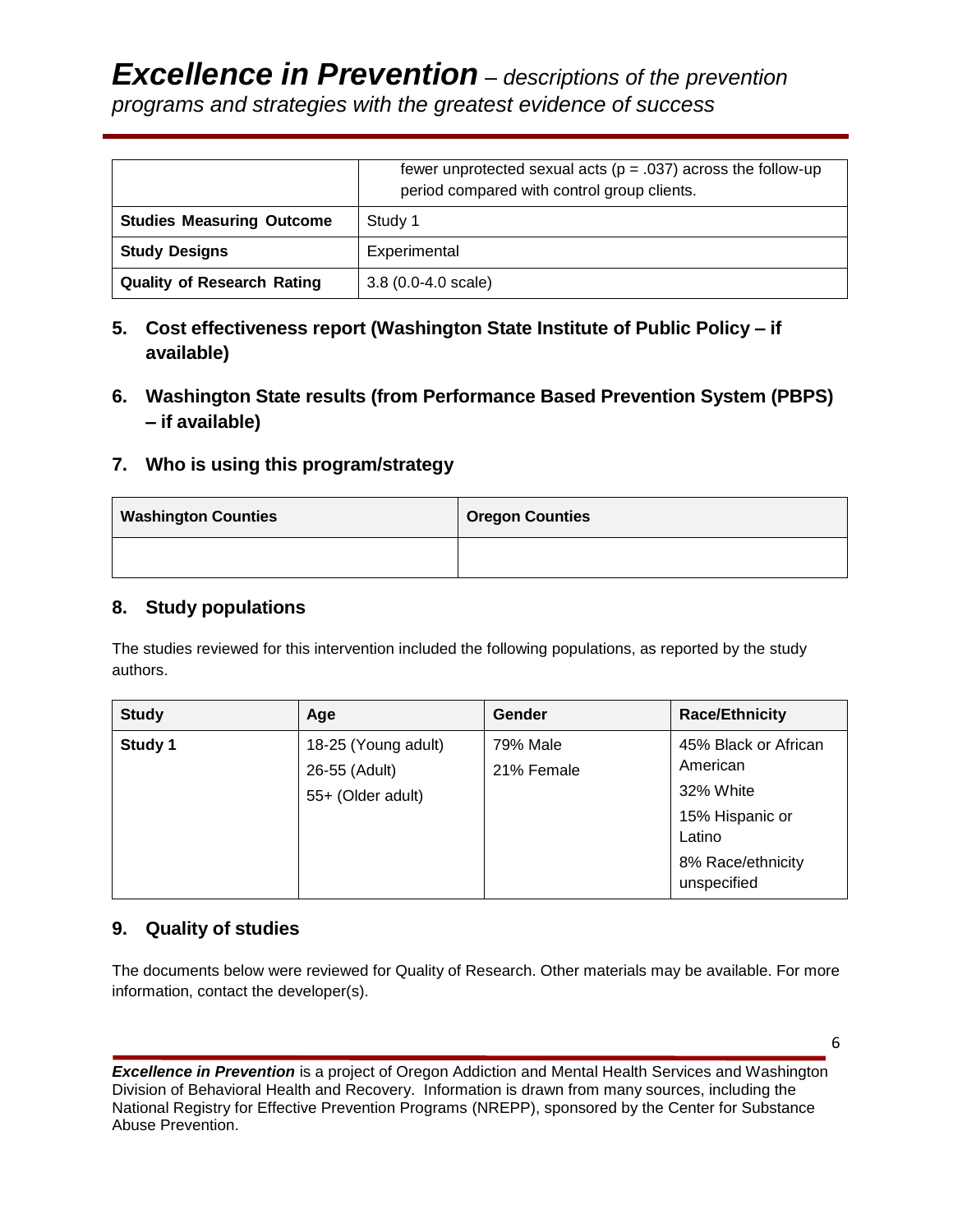| | |
|---|---|
| | fewer unprotected sexual acts ($p = .037$) across the follow-up period compared with control group clients. |
| **Studies Measuring Outcome** | Study 1 |
| **Study Designs** | Experimental |
| **Quality of Research Rating** | 3.8 (0.0-4.0 scale) |

## 5. Cost effectiveness report (Washington State Institute of Public Policy – if available)

## 6. Washington State results (from Performance Based Prevention System (PBPS) – if available)

## 7. Who is using this program/strategy

| Washington Counties | Oregon Counties |
|---|---|
| | |

## 8. Study populations

The studies reviewed for this intervention included the following populations, as reported by the study authors.

| Study | Age | Gender | Race/Ethnicity |
|---|---|---|---|
| **Study 1** | 18-25 (Young adult)<br>26-55 (Adult)<br>55+ (Older adult) | 79% Male<br>21% Female | 45% Black or African American<br>32% White<br>15% Hispanic or Latino<br>8% Race/ethnicity unspecified |

## 9. Quality of studies

The documents below were reviewed for Quality of Research. Other materials may be available. For more information, contact the developer(s).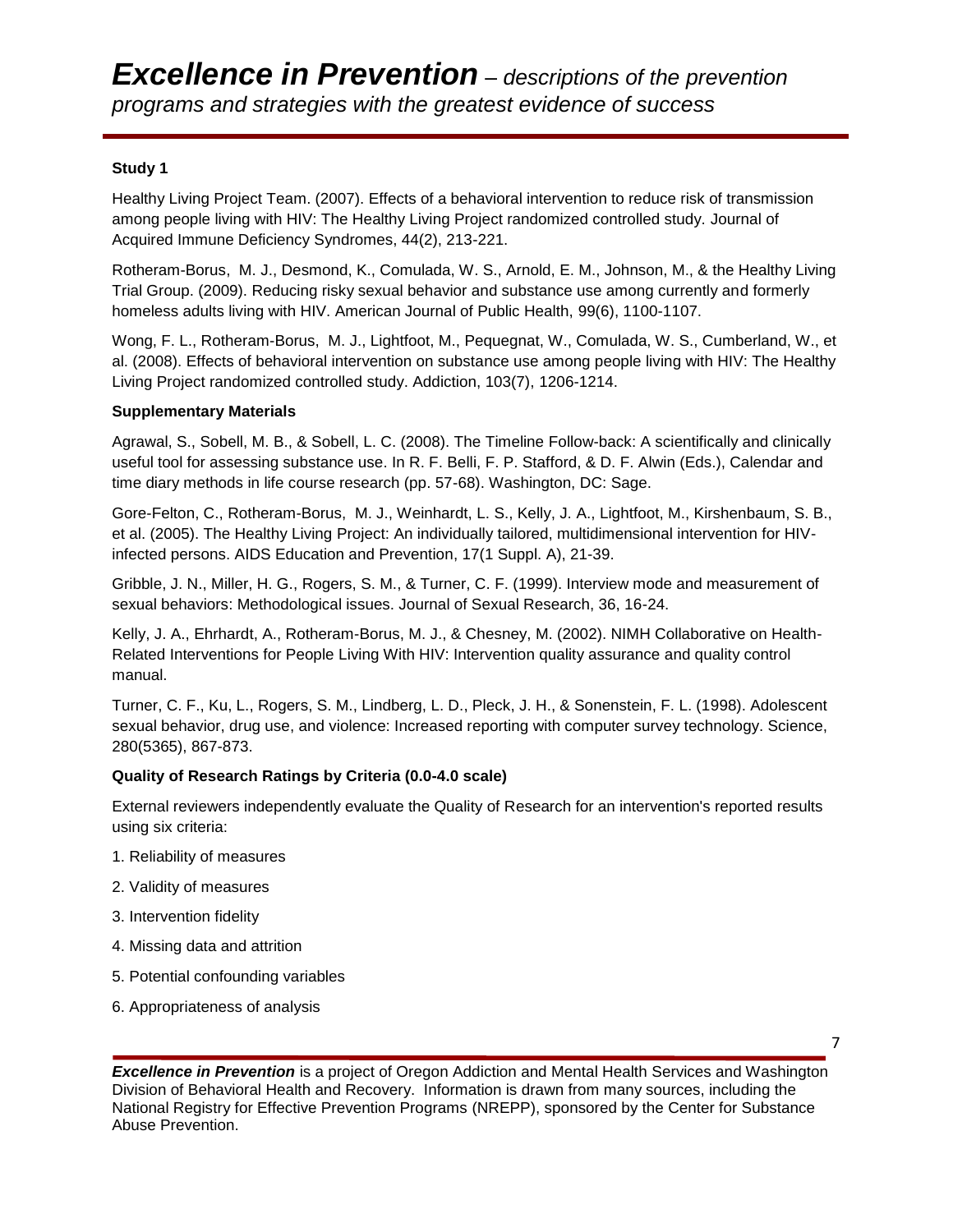**Study 1**

Healthy Living Project Team. (2007). Effects of a behavioral intervention to reduce risk of transmission among people living with HIV: The Healthy Living Project randomized controlled study. Journal of Acquired Immune Deficiency Syndromes, 44(2), 213-221.

Rotheram-Borus, M. J., Desmond, K., Comulada, W. S., Arnold, E. M., Johnson, M., & the Healthy Living Trial Group. (2009). Reducing risky sexual behavior and substance use among currently and formerly homeless adults living with HIV. American Journal of Public Health, 99(6), 1100-1107.

Wong, F. L., Rotheram-Borus, M. J., Lightfoot, M., Pequegnat, W., Comulada, W. S., Cumberland, W., et al. (2008). Effects of behavioral intervention on substance use among people living with HIV: The Healthy Living Project randomized controlled study. Addiction, 103(7), 1206-1214.

**Supplementary Materials**

Agrawal, S., Sobell, M. B., & Sobell, L. C. (2008). The Timeline Follow-back: A scientifically and clinically useful tool for assessing substance use. In R. F. Belli, F. P. Stafford, & D. F. Alwin (Eds.), Calendar and time diary methods in life course research (pp. 57-68). Washington, DC: Sage.

Gore-Felton, C., Rotheram-Borus, M. J., Weinhardt, L. S., Kelly, J. A., Lightfoot, M., Kirshenbaum, S. B., et al. (2005). The Healthy Living Project: An individually tailored, multidimensional intervention for HIV-infected persons. AIDS Education and Prevention, 17(1 Suppl. A), 21-39.

Gribble, J. N., Miller, H. G., Rogers, S. M., & Turner, C. F. (1999). Interview mode and measurement of sexual behaviors: Methodological issues. Journal of Sexual Research, 36, 16-24.

Kelly, J. A., Ehrhardt, A., Rotheram-Borus, M. J., & Chesney, M. (2002). NIMH Collaborative on Health-Related Interventions for People Living With HIV: Intervention quality assurance and quality control manual.

Turner, C. F., Ku, L., Rogers, S. M., Lindberg, L. D., Pleck, J. H., & Sonenstein, F. L. (1998). Adolescent sexual behavior, drug use, and violence: Increased reporting with computer survey technology. Science, 280(5365), 867-873.

**Quality of Research Ratings by Criteria (0.0-4.0 scale)**

External reviewers independently evaluate the Quality of Research for an intervention's reported results using six criteria:

1. Reliability of measures
2. Validity of measures
3. Intervention fidelity
4. Missing data and attrition
5. Potential confounding variables
6. Appropriateness of analysis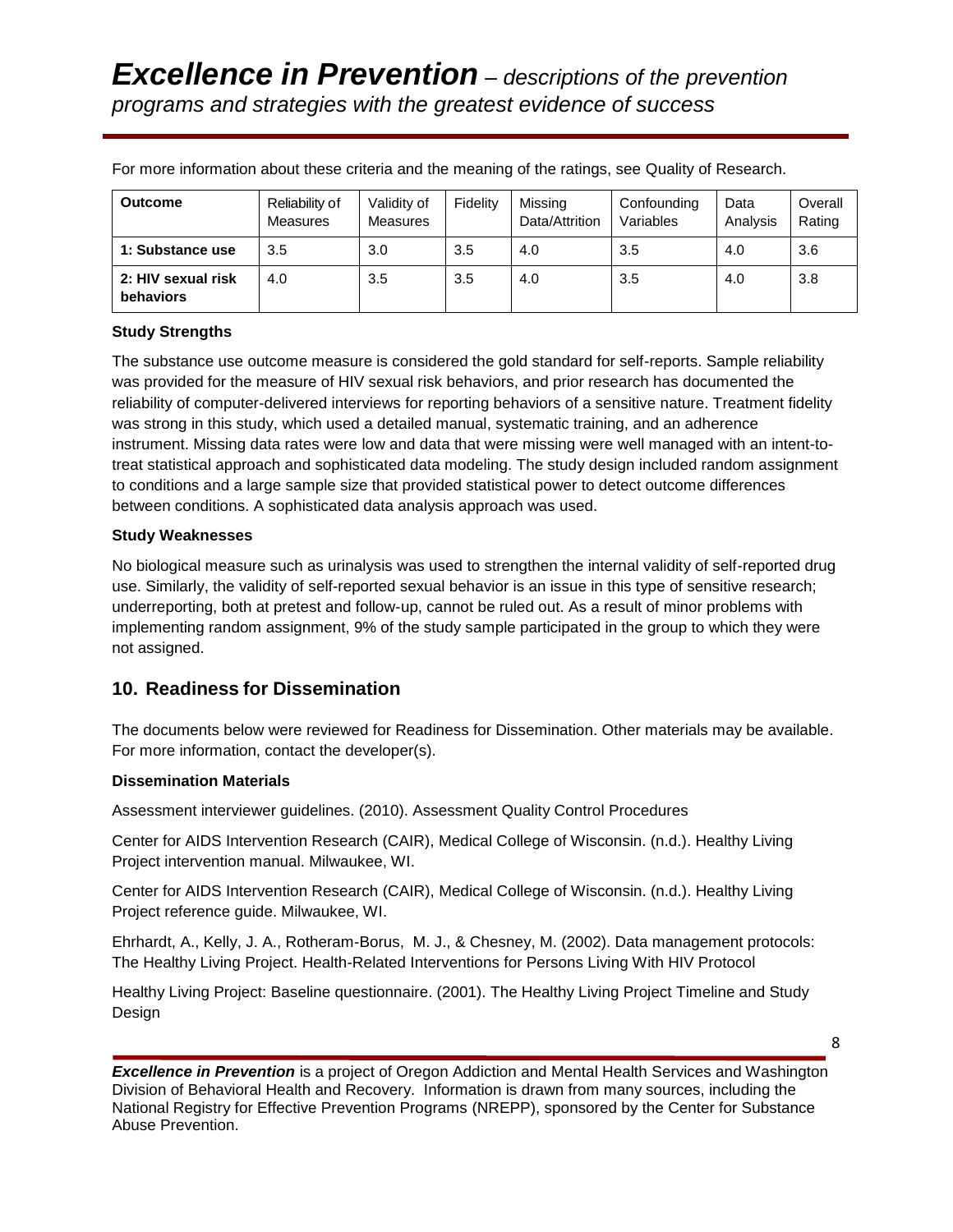For more information about these criteria and the meaning of the ratings, see Quality of Research.

| Outcome | Reliability of Measures | Validity of Measures | Fidelity | Missing Data/Attrition | Confounding Variables | Data Analysis | Overall Rating |
|---|---|---|---|---|---|---|---|
| **1: Substance use** | 3.5 | 3.0 | 3.5 | 4.0 | 3.5 | 4.0 | 3.6 |
| **2: HIV sexual risk behaviors** | 4.0 | 3.5 | 3.5 | 4.0 | 3.5 | 4.0 | 3.8 |

**Study Strengths**

The substance use outcome measure is considered the gold standard for self-reports. Sample reliability was provided for the measure of HIV sexual risk behaviors, and prior research has documented the reliability of computer-delivered interviews for reporting behaviors of a sensitive nature. Treatment fidelity was strong in this study, which used a detailed manual, systematic training, and an adherence instrument. Missing data rates were low and data that were missing were well managed with an intent-to-treat statistical approach and sophisticated data modeling. The study design included random assignment to conditions and a large sample size that provided statistical power to detect outcome differences between conditions. A sophisticated data analysis approach was used.

**Study Weaknesses**

No biological measure such as urinalysis was used to strengthen the internal validity of self-reported drug use. Similarly, the validity of self-reported sexual behavior is an issue in this type of sensitive research; underreporting, both at pretest and follow-up, cannot be ruled out. As a result of minor problems with implementing random assignment, 9% of the study sample participated in the group to which they were not assigned.

## 10. Readiness for Dissemination

The documents below were reviewed for Readiness for Dissemination. Other materials may be available. For more information, contact the developer(s).

**Dissemination Materials**

Assessment interviewer guidelines. (2010). Assessment Quality Control Procedures

Center for AIDS Intervention Research (CAIR), Medical College of Wisconsin. (n.d.). Healthy Living Project intervention manual. Milwaukee, WI.

Center for AIDS Intervention Research (CAIR), Medical College of Wisconsin. (n.d.). Healthy Living Project reference guide. Milwaukee, WI.

Ehrhardt, A., Kelly, J. A., Rotheram-Borus, M. J., & Chesney, M. (2002). Data management protocols: The Healthy Living Project. Health-Related Interventions for Persons Living With HIV Protocol

Healthy Living Project: Baseline questionnaire. (2001). The Healthy Living Project Timeline and Study Design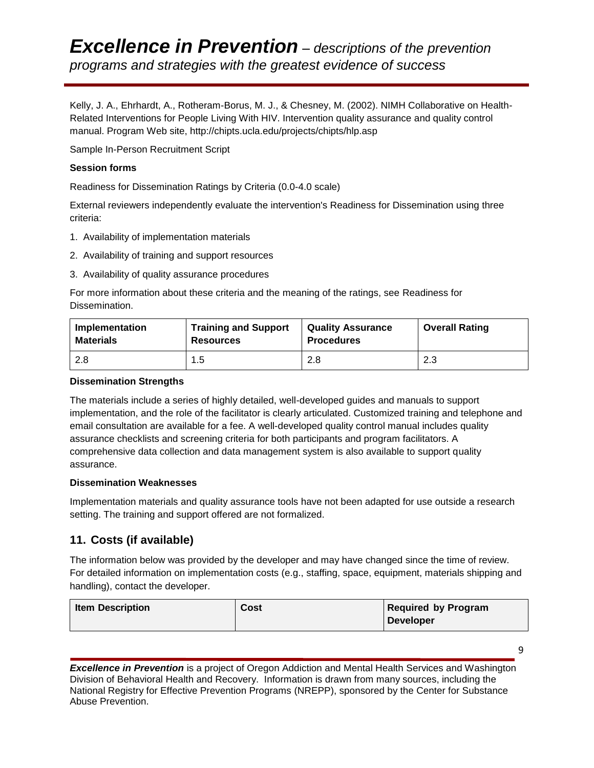Kelly, J. A., Ehrhardt, A., Rotheram-Borus, M. J., & Chesney, M. (2002). NIMH Collaborative on Health-Related Interventions for People Living With HIV. Intervention quality assurance and quality control manual. Program Web site, http://chipts.ucla.edu/projects/chipts/hlp.asp

Sample In-Person Recruitment Script

**Session forms**

Readiness for Dissemination Ratings by Criteria (0.0-4.0 scale)

External reviewers independently evaluate the intervention's Readiness for Dissemination using three criteria:

1. Availability of implementation materials
2. Availability of training and support resources
3. Availability of quality assurance procedures

For more information about these criteria and the meaning of the ratings, see Readiness for Dissemination.

| Implementation Materials | Training and Support Resources | Quality Assurance Procedures | Overall Rating |
|---|---|---|---|
| 2.8 | 1.5 | 2.8 | 2.3 |

**Dissemination Strengths**

The materials include a series of highly detailed, well-developed guides and manuals to support implementation, and the role of the facilitator is clearly articulated. Customized training and telephone and email consultation are available for a fee. A well-developed quality control manual includes quality assurance checklists and screening criteria for both participants and program facilitators. A comprehensive data collection and data management system is also available to support quality assurance.

**Dissemination Weaknesses**

Implementation materials and quality assurance tools have not been adapted for use outside a research setting. The training and support offered are not formalized.

## 11. Costs (if available)

The information below was provided by the developer and may have changed since the time of review. For detailed information on implementation costs (e.g., staffing, space, equipment, materials shipping and handling), contact the developer.

| Item Description | Cost | Required by Program Developer |
|---|---|---|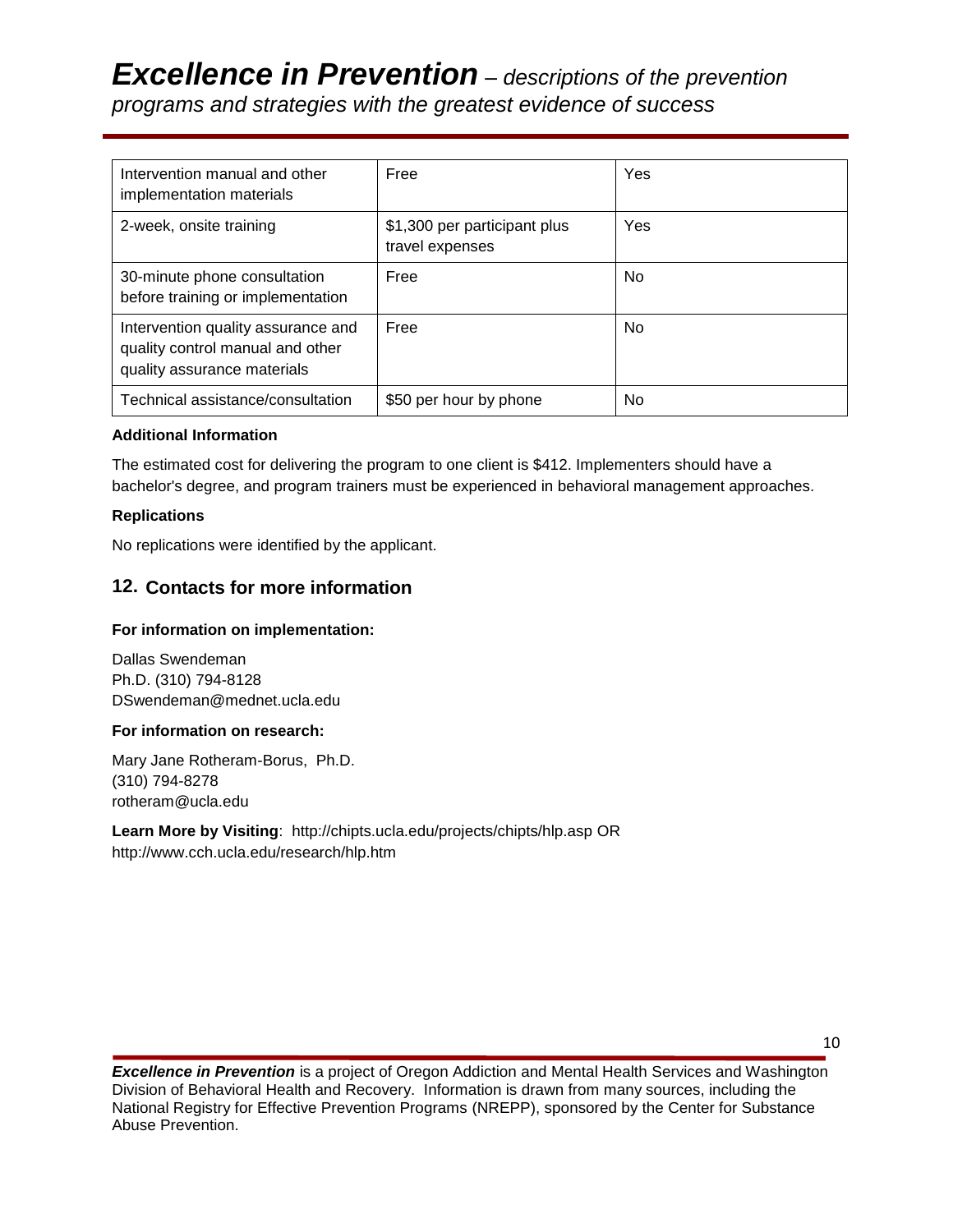| | | |
|---|---|---|
| Intervention manual and other implementation materials | Free | Yes |
| 2-week, onsite training | $1,300 per participant plus travel expenses | Yes |
| 30-minute phone consultation before training or implementation | Free | No |
| Intervention quality assurance and quality control manual and other quality assurance materials | Free | No |
| Technical assistance/consultation | $50 per hour by phone | No |

**Additional Information**

The estimated cost for delivering the program to one client is $412. Implementers should have a bachelor's degree, and program trainers must be experienced in behavioral management approaches.

**Replications**

No replications were identified by the applicant.

## 12. Contacts for more information

**For information on implementation:**

Dallas Swendeman
Ph.D. (310) 794-8128
DSwendeman@mednet.ucla.edu

**For information on research:**

Mary Jane Rotheram-Borus, Ph.D.
(310) 794-8278
rotheram@ucla.edu

**Learn More by Visiting**: http://chipts.ucla.edu/projects/chipts/hlp.asp OR http://www.cch.ucla.edu/research/hlp.htm

***Excellence in Prevention*** is a project of Oregon Addiction and Mental Health Services and Washington Division of Behavioral Health and Recovery. Information is drawn from many sources, including the National Registry for Effective Prevention Programs (NREPP), sponsored by the Center for Substance Abuse Prevention.